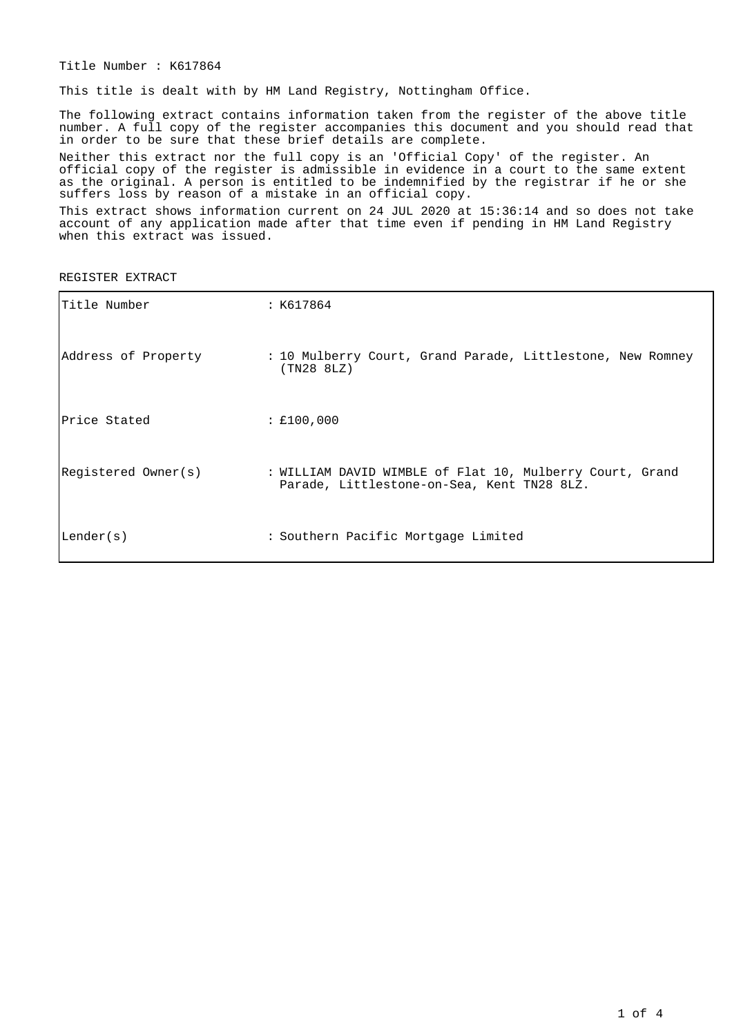Title Number : K617864

This title is dealt with by HM Land Registry, Nottingham Office.

The following extract contains information taken from the register of the above title number. A full copy of the register accompanies this document and you should read that in order to be sure that these brief details are complete.

Neither this extract nor the full copy is an 'Official Copy' of the register. An official copy of the register is admissible in evidence in a court to the same extent as the original. A person is entitled to be indemnified by the registrar if he or she suffers loss by reason of a mistake in an official copy.

This extract shows information current on 24 JUL 2020 at 15:36:14 and so does not take account of any application made after that time even if pending in HM Land Registry when this extract was issued.

REGISTER EXTRACT

| | |
|---|---|
| Title Number | : K617864 |
| Address of Property | : 10 Mulberry Court, Grand Parade, Littlestone, New Romney (TN28 8LZ) |
| Price Stated | : £100,000 |
| Registered Owner(s) | : WILLIAM DAVID WIMBLE of Flat 10, Mulberry Court, Grand Parade, Littlestone-on-Sea, Kent TN28 8LZ. |
| Lender(s) | : Southern Pacific Mortgage Limited |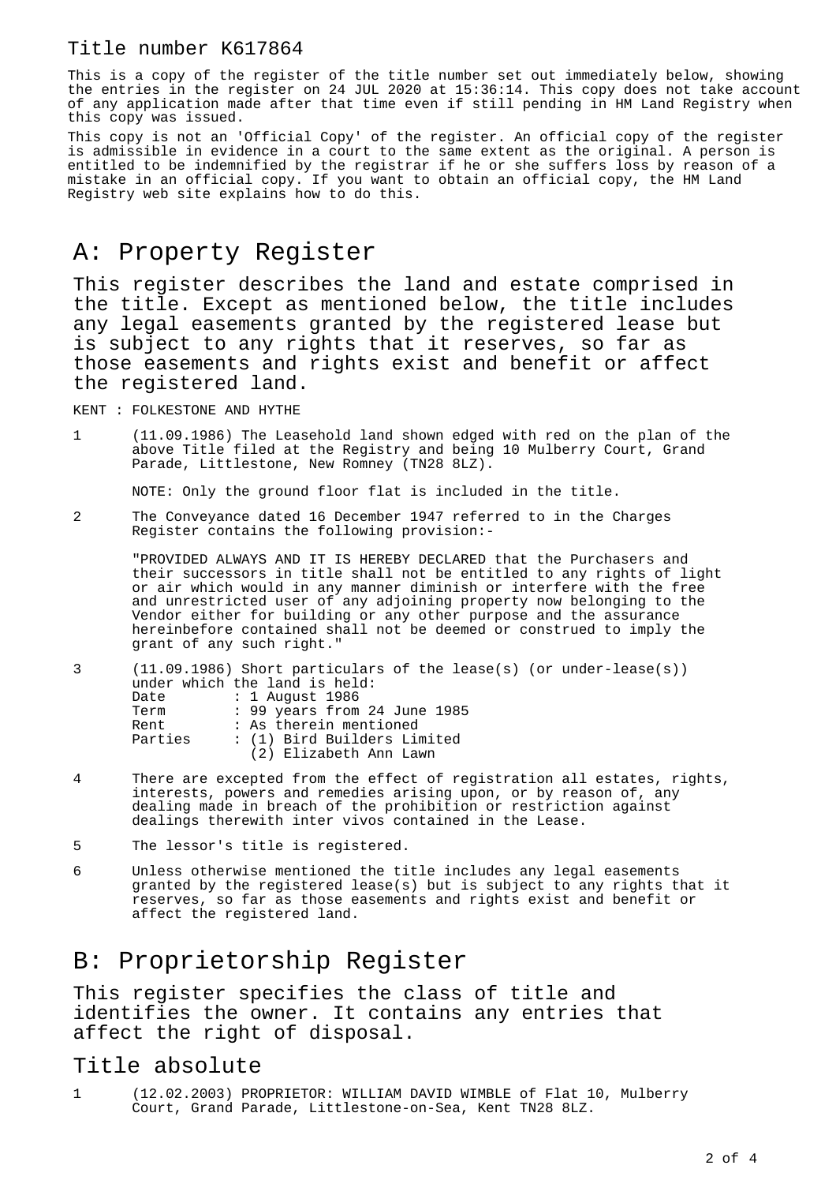Title number K617864

This is a copy of the register of the title number set out immediately below, showing the entries in the register on 24 JUL 2020 at 15:36:14. This copy does not take account of any application made after that time even if still pending in HM Land Registry when this copy was issued.

This copy is not an 'Official Copy' of the register. An official copy of the register is admissible in evidence in a court to the same extent as the original. A person is entitled to be indemnified by the registrar if he or she suffers loss by reason of a mistake in an official copy. If you want to obtain an official copy, the HM Land Registry web site explains how to do this.

# A: Property Register

This register describes the land and estate comprised in the title. Except as mentioned below, the title includes any legal easements granted by the registered lease but is subject to any rights that it reserves, so far as those easements and rights exist and benefit or affect the registered land.

KENT : FOLKESTONE AND HYTHE

1 (11.09.1986) The Leasehold land shown edged with red on the plan of the above Title filed at the Registry and being 10 Mulberry Court, Grand Parade, Littlestone, New Romney (TN28 8LZ).

NOTE: Only the ground floor flat is included in the title.

2 The Conveyance dated 16 December 1947 referred to in the Charges Register contains the following provision:-

"PROVIDED ALWAYS AND IT IS HEREBY DECLARED that the Purchasers and their successors in title shall not be entitled to any rights of light or air which would in any manner diminish or interfere with the free and unrestricted user of any adjoining property now belonging to the Vendor either for building or any other purpose and the assurance hereinbefore contained shall not be deemed or construed to imply the grant of any such right."

3 (11.09.1986) Short particulars of the lease(s) (or under-lease(s)) under which the land is held:

Date : 1 August 1986
Term : 99 years from 24 June 1985
Rent : As therein mentioned
Parties : (1) Bird Builders Limited
(2) Elizabeth Ann Lawn

4 There are excepted from the effect of registration all estates, rights, interests, powers and remedies arising upon, or by reason of, any dealing made in breach of the prohibition or restriction against dealings therewith inter vivos contained in the Lease.

5 The lessor's title is registered.

6 Unless otherwise mentioned the title includes any legal easements granted by the registered lease(s) but is subject to any rights that it reserves, so far as those easements and rights exist and benefit or affect the registered land.

# B: Proprietorship Register

This register specifies the class of title and identifies the owner. It contains any entries that affect the right of disposal.

## Title absolute

1 (12.02.2003) PROPRIETOR: WILLIAM DAVID WIMBLE of Flat 10, Mulberry Court, Grand Parade, Littlestone-on-Sea, Kent TN28 8LZ.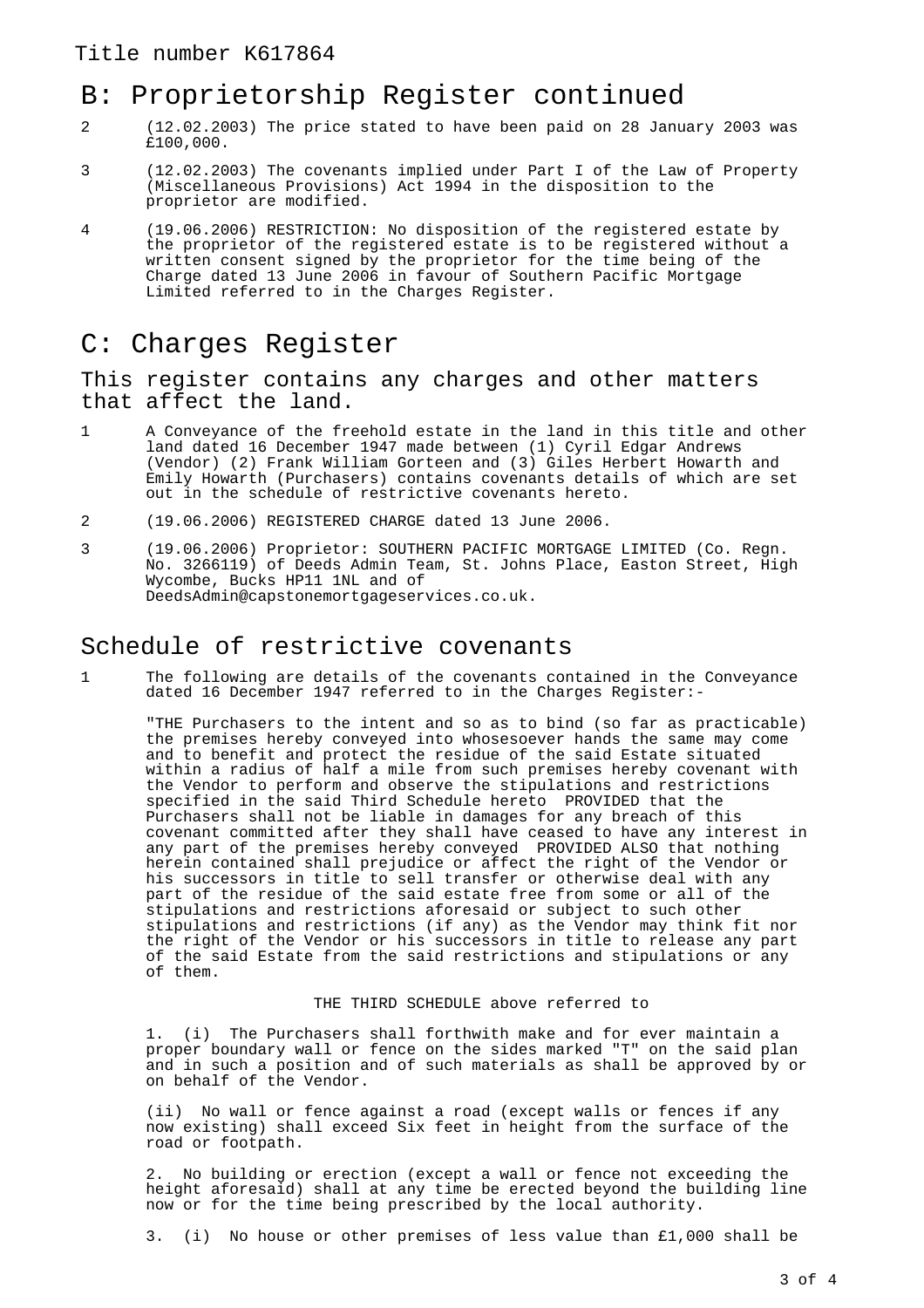# B: Proprietorship Register continued

2 (12.02.2003) The price stated to have been paid on 28 January 2003 was £100,000.

3 (12.02.2003) The covenants implied under Part I of the Law of Property (Miscellaneous Provisions) Act 1994 in the disposition to the proprietor are modified.

4 (19.06.2006) RESTRICTION: No disposition of the registered estate by the proprietor of the registered estate is to be registered without a written consent signed by the proprietor for the time being of the Charge dated 13 June 2006 in favour of Southern Pacific Mortgage Limited referred to in the Charges Register.

# C: Charges Register

## This register contains any charges and other matters that affect the land.

1 A Conveyance of the freehold estate in the land in this title and other land dated 16 December 1947 made between (1) Cyril Edgar Andrews (Vendor) (2) Frank William Gorteen and (3) Giles Herbert Howarth and Emily Howarth (Purchasers) contains covenants details of which are set out in the schedule of restrictive covenants hereto.

2 (19.06.2006) REGISTERED CHARGE dated 13 June 2006.

3 (19.06.2006) Proprietor: SOUTHERN PACIFIC MORTGAGE LIMITED (Co. Regn. No. 3266119) of Deeds Admin Team, St. Johns Place, Easton Street, High Wycombe, Bucks HP11 1NL and of DeedsAdmin@capstonemortgageservices.co.uk.

# Schedule of restrictive covenants

1 The following are details of the covenants contained in the Conveyance dated 16 December 1947 referred to in the Charges Register:-

"THE Purchasers to the intent and so as to bind (so far as practicable) the premises hereby conveyed into whosesoever hands the same may come and to benefit and protect the residue of the said Estate situated within a radius of half a mile from such premises hereby covenant with the Vendor to perform and observe the stipulations and restrictions specified in the said Third Schedule hereto PROVIDED that the Purchasers shall not be liable in damages for any breach of this covenant committed after they shall have ceased to have any interest in any part of the premises hereby conveyed PROVIDED ALSO that nothing herein contained shall prejudice or affect the right of the Vendor or his successors in title to sell transfer or otherwise deal with any part of the residue of the said estate free from some or all of the stipulations and restrictions aforesaid or subject to such other stipulations and restrictions (if any) as the Vendor may think fit nor the right of the Vendor or his successors in title to release any part of the said Estate from the said restrictions and stipulations or any of them.

THE THIRD SCHEDULE above referred to

1. (i) The Purchasers shall forthwith make and for ever maintain a proper boundary wall or fence on the sides marked "T" on the said plan and in such a position and of such materials as shall be approved by or on behalf of the Vendor.

(ii) No wall or fence against a road (except walls or fences if any now existing) shall exceed Six feet in height from the surface of the road or footpath.

2. No building or erection (except a wall or fence not exceeding the height aforesaid) shall at any time be erected beyond the building line now or for the time being prescribed by the local authority.

3. (i) No house or other premises of less value than £1,000 shall be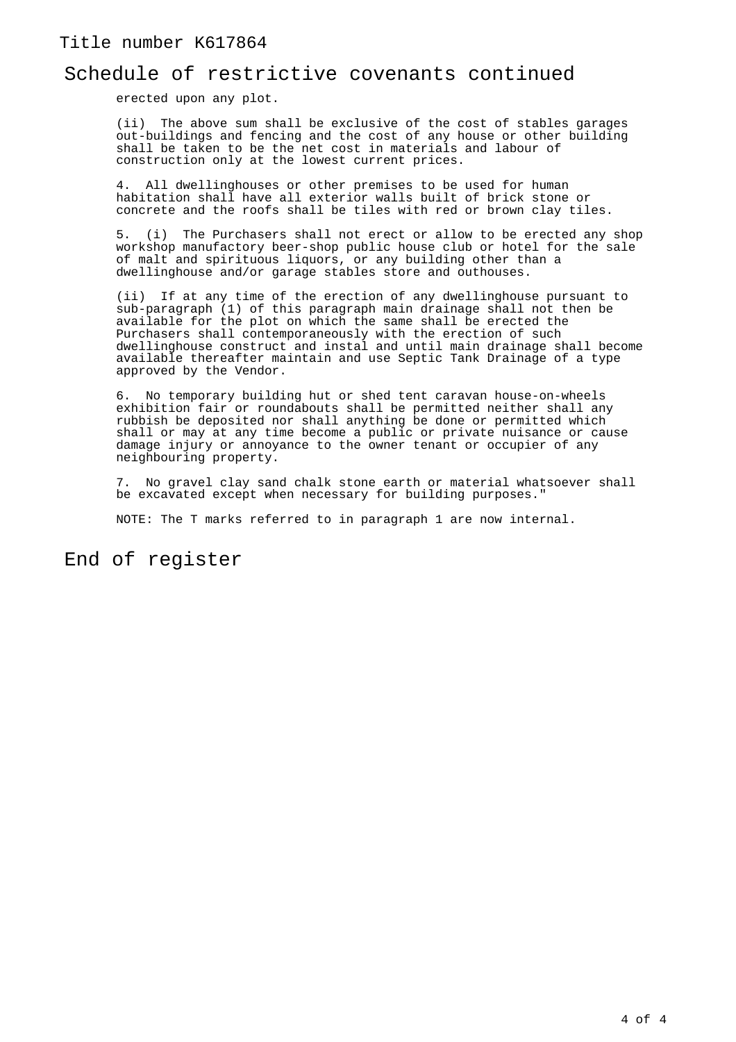Title number K617864

## Schedule of restrictive covenants continued

erected upon any plot.

(ii) The above sum shall be exclusive of the cost of stables garages out-buildings and fencing and the cost of any house or other building shall be taken to be the net cost in materials and labour of construction only at the lowest current prices.

4. All dwellinghouses or other premises to be used for human habitation shall have all exterior walls built of brick stone or concrete and the roofs shall be tiles with red or brown clay tiles.

5. (i) The Purchasers shall not erect or allow to be erected any shop workshop manufactory beer-shop public house club or hotel for the sale of malt and spirituous liquors, or any building other than a dwellinghouse and/or garage stables store and outhouses.

(ii) If at any time of the erection of any dwellinghouse pursuant to sub-paragraph (1) of this paragraph main drainage shall not then be available for the plot on which the same shall be erected the Purchasers shall contemporaneously with the erection of such dwellinghouse construct and instal and until main drainage shall become available thereafter maintain and use Septic Tank Drainage of a type approved by the Vendor.

6. No temporary building hut or shed tent caravan house-on-wheels exhibition fair or roundabouts shall be permitted neither shall any rubbish be deposited nor shall anything be done or permitted which shall or may at any time become a public or private nuisance or cause damage injury or annoyance to the owner tenant or occupier of any neighbouring property.

7. No gravel clay sand chalk stone earth or material whatsoever shall be excavated except when necessary for building purposes."

NOTE: The T marks referred to in paragraph 1 are now internal.

## End of register